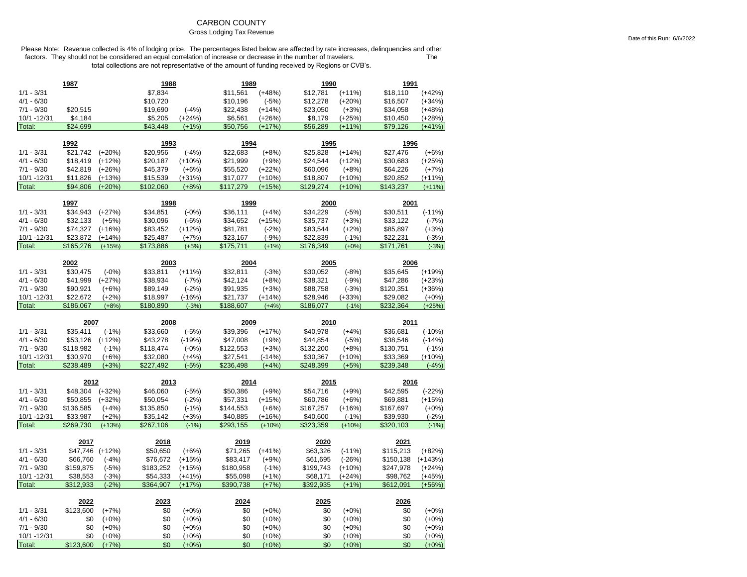# CARBON COUNTY

## Gross Lodging Tax Revenue

Date of this Run: 6/6/2022

Please Note: Revenue collected is 4% of lodging price. The percentages listed below are affected by rate increases, delinquencies and other factors. They should not be considered an equal correlation of increase or decrease in the number of travelers. The total collections are not representative of the amount of funding received by Regions or CVB's.

| | 1987 | | 1988 | | 1989 | | 1990 | | 1991 | |
|---|---|---|---|---|---|---|---|---|---|---|
| 1/1 - 3/31 | | | $7,834 | | $11,561 | (+48%) | $12,781 | (+11%) | $18,110 | (+42%) |
| 4/1 - 6/30 | | | $10,720 | | $10,196 | (-5%) | $12,278 | (+20%) | $16,507 | (+34%) |
| 7/1 - 9/30 | $20,515 | | $19,690 | (-4%) | $22,438 | (+14%) | $23,050 | (+3%) | $34,058 | (+48%) |
| 10/1 -12/31 | $4,184 | | $5,205 | (+24%) | $6,561 | (+26%) | $8,179 | (+25%) | $10,450 | (+28%) |
| Total: | $24,699 | | $43,448 | (+1%) | $50,756 | (+17%) | $56,289 | (+11%) | $79,126 | (+41%) |

| | 1992 | | 1993 | | 1994 | | 1995 | | 1996 | |
|---|---|---|---|---|---|---|---|---|---|---|
| 1/1 - 3/31 | $21,742 | (+20%) | $20,956 | (-4%) | $22,683 | (+8%) | $25,828 | (+14%) | $27,476 | (+6%) |
| 4/1 - 6/30 | $18,419 | (+12%) | $20,187 | (+10%) | $21,999 | (+9%) | $24,544 | (+12%) | $30,683 | (+25%) |
| 7/1 - 9/30 | $42,819 | (+26%) | $45,379 | (+6%) | $55,520 | (+22%) | $60,096 | (+8%) | $64,226 | (+7%) |
| 10/1 -12/31 | $11,826 | (+13%) | $15,539 | (+31%) | $17,077 | (+10%) | $18,807 | (+10%) | $20,852 | (+11%) |
| Total: | $94,806 | (+20%) | $102,060 | (+8%) | $117,279 | (+15%) | $129,274 | (+10%) | $143,237 | (+11%) |

| | 1997 | | 1998 | | 1999 | | 2000 | | 2001 | |
|---|---|---|---|---|---|---|---|---|---|---|
| 1/1 - 3/31 | $34,943 | (+27%) | $34,851 | (-0%) | $36,111 | (+4%) | $34,229 | (-5%) | $30,511 | (-11%) |
| 4/1 - 6/30 | $32,133 | (+5%) | $30,096 | (-6%) | $34,652 | (+15%) | $35,737 | (+3%) | $33,122 | (-7%) |
| 7/1 - 9/30 | $74,327 | (+16%) | $83,452 | (+12%) | $81,781 | (-2%) | $83,544 | (+2%) | $85,897 | (+3%) |
| 10/1 -12/31 | $23,872 | (+14%) | $25,487 | (+7%) | $23,167 | (-9%) | $22,839 | (-1%) | $22,231 | (-3%) |
| Total: | $165,276 | (+15%) | $173,886 | (+5%) | $175,711 | (+1%) | $176,349 | (+0%) | $171,761 | (-3%) |

| | 2002 | | 2003 | | 2004 | | 2005 | | 2006 | |
|---|---|---|---|---|---|---|---|---|---|---|
| 1/1 - 3/31 | $30,475 | (-0%) | $33,811 | (+11%) | $32,811 | (-3%) | $30,052 | (-8%) | $35,645 | (+19%) |
| 4/1 - 6/30 | $41,999 | (+27%) | $38,934 | (-7%) | $42,124 | (+8%) | $38,321 | (-9%) | $47,286 | (+23%) |
| 7/1 - 9/30 | $90,921 | (+6%) | $89,149 | (-2%) | $91,935 | (+3%) | $88,758 | (-3%) | $120,351 | (+36%) |
| 10/1 -12/31 | $22,672 | (+2%) | $18,997 | (-16%) | $21,737 | (+14%) | $28,946 | (+33%) | $29,082 | (+0%) |
| Total: | $186,067 | (+8%) | $180,890 | (-3%) | $188,607 | (+4%) | $186,077 | (-1%) | $232,364 | (+25%) |

| | 2007 | | 2008 | | 2009 | | 2010 | | 2011 | |
|---|---|---|---|---|---|---|---|---|---|---|
| 1/1 - 3/31 | $35,411 | (-1%) | $33,660 | (-5%) | $39,396 | (+17%) | $40,978 | (+4%) | $36,681 | (-10%) |
| 4/1 - 6/30 | $53,126 | (+12%) | $43,278 | (-19%) | $47,008 | (+9%) | $44,854 | (-5%) | $38,546 | (-14%) |
| 7/1 - 9/30 | $118,982 | (-1%) | $118,474 | (-0%) | $122,553 | (+3%) | $132,200 | (+8%) | $130,751 | (-1%) |
| 10/1 -12/31 | $30,970 | (+6%) | $32,080 | (+4%) | $27,541 | (-14%) | $30,367 | (+10%) | $33,369 | (+10%) |
| Total: | $238,489 | (+3%) | $227,492 | (-5%) | $236,498 | (+4%) | $248,399 | (+5%) | $239,348 | (-4%) |

| | 2012 | | 2013 | | 2014 | | 2015 | | 2016 | |
|---|---|---|---|---|---|---|---|---|---|---|
| 1/1 - 3/31 | $48,304 | (+32%) | $46,060 | (-5%) | $50,386 | (+9%) | $54,716 | (+9%) | $42,595 | (-22%) |
| 4/1 - 6/30 | $50,855 | (+32%) | $50,054 | (-2%) | $57,331 | (+15%) | $60,786 | (+6%) | $69,881 | (+15%) |
| 7/1 - 9/30 | $136,585 | (+4%) | $135,850 | (-1%) | $144,553 | (+6%) | $167,257 | (+16%) | $167,697 | (+0%) |
| 10/1 -12/31 | $33,987 | (+2%) | $35,142 | (+3%) | $40,885 | (+16%) | $40,600 | (-1%) | $39,930 | (-2%) |
| Total: | $269,730 | (+13%) | $267,106 | (-1%) | $293,155 | (+10%) | $323,359 | (+10%) | $320,103 | (-1%) |

| | 2017 | | 2018 | | 2019 | | 2020 | | 2021 | |
|---|---|---|---|---|---|---|---|---|---|---|
| 1/1 - 3/31 | $47,746 | (+12%) | $50,650 | (+6%) | $71,265 | (+41%) | $63,326 | (-11%) | $115,213 | (+82%) |
| 4/1 - 6/30 | $66,760 | (-4%) | $76,672 | (+15%) | $83,417 | (+9%) | $61,695 | (-26%) | $150,138 | (+143%) |
| 7/1 - 9/30 | $159,875 | (-5%) | $183,252 | (+15%) | $180,958 | (-1%) | $199,743 | (+10%) | $247,978 | (+24%) |
| 10/1 -12/31 | $38,553 | (-3%) | $54,333 | (+41%) | $55,098 | (+1%) | $68,171 | (+24%) | $98,762 | (+45%) |
| Total: | $312,933 | (-2%) | $364,907 | (+17%) | $390,738 | (+7%) | $392,935 | (+1%) | $612,091 | (+56%) |

| | 2022 | | 2023 | | 2024 | | 2025 | | 2026 | |
|---|---|---|---|---|---|---|---|---|---|---|
| 1/1 - 3/31 | $123,600 | (+7%) | $0 | (+0%) | $0 | (+0%) | $0 | (+0%) | $0 | (+0%) |
| 4/1 - 6/30 | $0 | (+0%) | $0 | (+0%) | $0 | (+0%) | $0 | (+0%) | $0 | (+0%) |
| 7/1 - 9/30 | $0 | (+0%) | $0 | (+0%) | $0 | (+0%) | $0 | (+0%) | $0 | (+0%) |
| 10/1 -12/31 | $0 | (+0%) | $0 | (+0%) | $0 | (+0%) | $0 | (+0%) | $0 | (+0%) |
| Total: | $123,600 | (+7%) | $0 | (+0%) | $0 | (+0%) | $0 | (+0%) | $0 | (+0%) |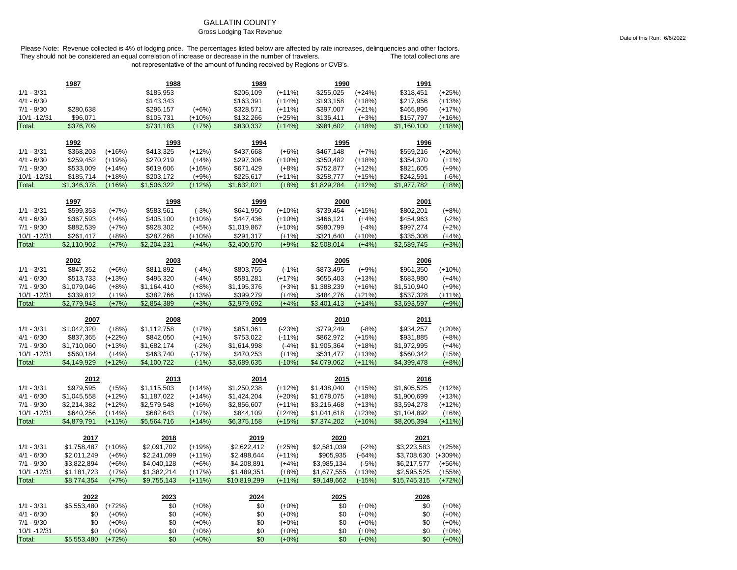# GALLATIN COUNTY

Gross Lodging Tax Revenue

Date of this Run: 6/6/2022

Please Note: Revenue collected is 4% of lodging price. The percentages listed below are affected by rate increases, delinquencies and other factors. They should not be considered an equal correlation of increase or decrease in the number of travelers. The total collections are not representative of the amount of funding received by Regions or CVB's.

| | 1987 | | 1988 | | 1989 | | 1990 | | 1991 | |
|---|---|---|---|---|---|---|---|---|---|---|
| 1/1 - 3/31 | | | $185,953 | | $206,109 | (+11%) | $255,025 | (+24%) | $318,451 | (+25%) |
| 4/1 - 6/30 | | | $143,343 | | $163,391 | (+14%) | $193,158 | (+18%) | $217,956 | (+13%) |
| 7/1 - 9/30 | $280,638 | | $296,157 | (+6%) | $328,571 | (+11%) | $397,007 | (+21%) | $465,896 | (+17%) |
| 10/1 -12/31 | $96,071 | | $105,731 | (+10%) | $132,266 | (+25%) | $136,411 | (+3%) | $157,797 | (+16%) |
| Total: | $376,709 | | $731,183 | (+7%) | $830,337 | (+14%) | $981,602 | (+18%) | $1,160,100 | (+18%) |

| | 1992 | | 1993 | | 1994 | | 1995 | | 1996 | |
|---|---|---|---|---|---|---|---|---|---|---|
| 1/1 - 3/31 | $368,203 | (+16%) | $413,325 | (+12%) | $437,668 | (+6%) | $467,148 | (+7%) | $559,216 | (+20%) |
| 4/1 - 6/30 | $259,452 | (+19%) | $270,219 | (+4%) | $297,306 | (+10%) | $350,482 | (+18%) | $354,370 | (+1%) |
| 7/1 - 9/30 | $533,009 | (+14%) | $619,606 | (+16%) | $671,429 | (+8%) | $752,877 | (+12%) | $821,605 | (+9%) |
| 10/1 -12/31 | $185,714 | (+18%) | $203,172 | (+9%) | $225,617 | (+11%) | $258,777 | (+15%) | $242,591 | (-6%) |
| Total: | $1,346,378 | (+16%) | $1,506,322 | (+12%) | $1,632,021 | (+8%) | $1,829,284 | (+12%) | $1,977,782 | (+8%) |

| | 1997 | | 1998 | | 1999 | | 2000 | | 2001 | |
|---|---|---|---|---|---|---|---|---|---|---|
| 1/1 - 3/31 | $599,353 | (+7%) | $583,561 | (-3%) | $641,950 | (+10%) | $739,454 | (+15%) | $802,201 | (+8%) |
| 4/1 - 6/30 | $367,593 | (+4%) | $405,100 | (+10%) | $447,436 | (+10%) | $466,121 | (+4%) | $454,963 | (-2%) |
| 7/1 - 9/30 | $882,539 | (+7%) | $928,302 | (+5%) | $1,019,867 | (+10%) | $980,799 | (-4%) | $997,274 | (+2%) |
| 10/1 -12/31 | $261,417 | (+8%) | $287,268 | (+10%) | $291,317 | (+1%) | $321,640 | (+10%) | $335,308 | (+4%) |
| Total: | $2,110,902 | (+7%) | $2,204,231 | (+4%) | $2,400,570 | (+9%) | $2,508,014 | (+4%) | $2,589,745 | (+3%) |

| | 2002 | | 2003 | | 2004 | | 2005 | | 2006 | |
|---|---|---|---|---|---|---|---|---|---|---|
| 1/1 - 3/31 | $847,352 | (+6%) | $811,892 | (-4%) | $803,755 | (-1%) | $873,495 | (+9%) | $961,350 | (+10%) |
| 4/1 - 6/30 | $513,733 | (+13%) | $495,320 | (-4%) | $581,281 | (+17%) | $655,403 | (+13%) | $683,980 | (+4%) |
| 7/1 - 9/30 | $1,079,046 | (+8%) | $1,164,410 | (+8%) | $1,195,376 | (+3%) | $1,388,239 | (+16%) | $1,510,940 | (+9%) |
| 10/1 -12/31 | $339,812 | (+1%) | $382,766 | (+13%) | $399,279 | (+4%) | $484,276 | (+21%) | $537,328 | (+11%) |
| Total: | $2,779,943 | (+7%) | $2,854,389 | (+3%) | $2,979,692 | (+4%) | $3,401,413 | (+14%) | $3,693,597 | (+9%) |

| | 2007 | | 2008 | | 2009 | | 2010 | | 2011 | |
|---|---|---|---|---|---|---|---|---|---|---|
| 1/1 - 3/31 | $1,042,320 | (+8%) | $1,112,758 | (+7%) | $851,361 | (-23%) | $779,249 | (-8%) | $934,257 | (+20%) |
| 4/1 - 6/30 | $837,365 | (+22%) | $842,050 | (+1%) | $753,022 | (-11%) | $862,972 | (+15%) | $931,885 | (+8%) |
| 7/1 - 9/30 | $1,710,060 | (+13%) | $1,682,174 | (-2%) | $1,614,998 | (-4%) | $1,905,364 | (+18%) | $1,972,995 | (+4%) |
| 10/1 -12/31 | $560,184 | (+4%) | $463,740 | (-17%) | $470,253 | (+1%) | $531,477 | (+13%) | $560,342 | (+5%) |
| Total: | $4,149,929 | (+12%) | $4,100,722 | (-1%) | $3,689,635 | (-10%) | $4,079,062 | (+11%) | $4,399,478 | (+8%) |

| | 2012 | | 2013 | | 2014 | | 2015 | | 2016 | |
|---|---|---|---|---|---|---|---|---|---|---|
| 1/1 - 3/31 | $979,595 | (+5%) | $1,115,503 | (+14%) | $1,250,238 | (+12%) | $1,438,040 | (+15%) | $1,605,525 | (+12%) |
| 4/1 - 6/30 | $1,045,558 | (+12%) | $1,187,022 | (+14%) | $1,424,204 | (+20%) | $1,678,075 | (+18%) | $1,900,699 | (+13%) |
| 7/1 - 9/30 | $2,214,382 | (+12%) | $2,579,548 | (+16%) | $2,856,607 | (+11%) | $3,216,468 | (+13%) | $3,594,278 | (+12%) |
| 10/1 -12/31 | $640,256 | (+14%) | $682,643 | (+7%) | $844,109 | (+24%) | $1,041,618 | (+23%) | $1,104,892 | (+6%) |
| Total: | $4,879,791 | (+11%) | $5,564,716 | (+14%) | $6,375,158 | (+15%) | $7,374,202 | (+16%) | $8,205,394 | (+11%) |

| | 2017 | | 2018 | | 2019 | | 2020 | | 2021 | |
|---|---|---|---|---|---|---|---|---|---|---|
| 1/1 - 3/31 | $1,758,487 | (+10%) | $2,091,702 | (+19%) | $2,622,412 | (+25%) | $2,581,039 | (-2%) | $3,223,583 | (+25%) |
| 4/1 - 6/30 | $2,011,249 | (+6%) | $2,241,099 | (+11%) | $2,498,644 | (+11%) | $905,935 | (-64%) | $3,708,630 | (+309%) |
| 7/1 - 9/30 | $3,822,894 | (+6%) | $4,040,128 | (+6%) | $4,208,891 | (+4%) | $3,985,134 | (-5%) | $6,217,577 | (+56%) |
| 10/1 -12/31 | $1,181,723 | (+7%) | $1,382,214 | (+17%) | $1,489,351 | (+8%) | $1,677,555 | (+13%) | $2,595,525 | (+55%) |
| Total: | $8,774,354 | (+7%) | $9,755,143 | (+11%) | $10,819,299 | (+11%) | $9,149,662 | (-15%) | $15,745,315 | (+72%) |

| | 2022 | | 2023 | | 2024 | | 2025 | | 2026 | |
|---|---|---|---|---|---|---|---|---|---|---|
| 1/1 - 3/31 | $5,553,480 | (+72%) | $0 | (+0%) | $0 | (+0%) | $0 | (+0%) | $0 | (+0%) |
| 4/1 - 6/30 | $0 | (+0%) | $0 | (+0%) | $0 | (+0%) | $0 | (+0%) | $0 | (+0%) |
| 7/1 - 9/30 | $0 | (+0%) | $0 | (+0%) | $0 | (+0%) | $0 | (+0%) | $0 | (+0%) |
| 10/1 -12/31 | $0 | (+0%) | $0 | (+0%) | $0 | (+0%) | $0 | (+0%) | $0 | (+0%) |
| Total: | $5,553,480 | (+72%) | $0 | (+0%) | $0 | (+0%) | $0 | (+0%) | $0 | (+0%) |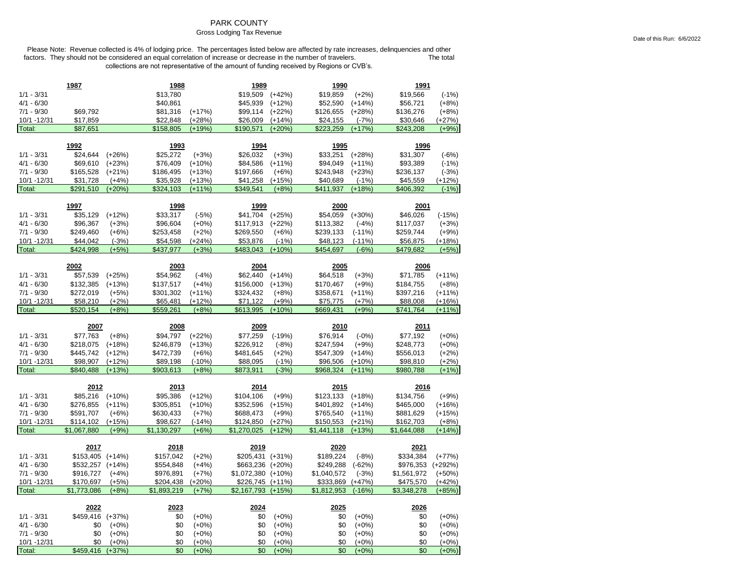# PARK COUNTY

Gross Lodging Tax Revenue

Date of this Run: 6/6/2022

Please Note: Revenue collected is 4% of lodging price. The percentages listed below are affected by rate increases, delinquencies and other factors. They should not be considered an equal correlation of increase or decrease in the number of travelers. The total collections are not representative of the amount of funding received by Regions or CVB's.

| | 1987 | | 1988 | | 1989 | | 1990 | | 1991 | |
|---|---|---|---|---|---|---|---|---|---|---|
| 1/1 - 3/31 | | | $13,780 | | $19,509 | (+42%) | $19,859 | (+2%) | $19,566 | (-1%) |
| 4/1 - 6/30 | | | $40,861 | | $45,939 | (+12%) | $52,590 | (+14%) | $56,721 | (+8%) |
| 7/1 - 9/30 | $69,792 | | $81,316 | (+17%) | $99,114 | (+22%) | $126,655 | (+28%) | $136,276 | (+8%) |
| 10/1 -12/31 | $17,859 | | $22,848 | (+28%) | $26,009 | (+14%) | $24,155 | (-7%) | $30,646 | (+27%) |
| Total: | $87,651 | | $158,805 | (+19%) | $190,571 | (+20%) | $223,259 | (+17%) | $243,208 | (+9%) |

| | 1992 | | 1993 | | 1994 | | 1995 | | 1996 | |
|---|---|---|---|---|---|---|---|---|---|---|
| 1/1 - 3/31 | $24,644 | (+26%) | $25,272 | (+3%) | $26,032 | (+3%) | $33,251 | (+28%) | $31,307 | (-6%) |
| 4/1 - 6/30 | $69,610 | (+23%) | $76,409 | (+10%) | $84,586 | (+11%) | $94,049 | (+11%) | $93,389 | (-1%) |
| 7/1 - 9/30 | $165,528 | (+21%) | $186,495 | (+13%) | $197,666 | (+6%) | $243,948 | (+23%) | $236,137 | (-3%) |
| 10/1 -12/31 | $31,728 | (+4%) | $35,928 | (+13%) | $41,258 | (+15%) | $40,689 | (-1%) | $45,559 | (+12%) |
| Total: | $291,510 | (+20%) | $324,103 | (+11%) | $349,541 | (+8%) | $411,937 | (+18%) | $406,392 | (-1%) |

| | 1997 | | 1998 | | 1999 | | 2000 | | 2001 | |
|---|---|---|---|---|---|---|---|---|---|---|
| 1/1 - 3/31 | $35,129 | (+12%) | $33,317 | (-5%) | $41,704 | (+25%) | $54,059 | (+30%) | $46,026 | (-15%) |
| 4/1 - 6/30 | $96,367 | (+3%) | $96,604 | (+0%) | $117,913 | (+22%) | $113,382 | (-4%) | $117,037 | (+3%) |
| 7/1 - 9/30 | $249,460 | (+6%) | $253,458 | (+2%) | $269,550 | (+6%) | $239,133 | (-11%) | $259,744 | (+9%) |
| 10/1 -12/31 | $44,042 | (-3%) | $54,598 | (+24%) | $53,876 | (-1%) | $48,123 | (-11%) | $56,875 | (+18%) |
| Total: | $424,998 | (+5%) | $437,977 | (+3%) | $483,043 | (+10%) | $454,697 | (-6%) | $479,682 | (+5%) |

| | 2002 | | 2003 | | 2004 | | 2005 | | 2006 | |
|---|---|---|---|---|---|---|---|---|---|---|
| 1/1 - 3/31 | $57,539 | (+25%) | $54,962 | (-4%) | $62,440 | (+14%) | $64,518 | (+3%) | $71,785 | (+11%) |
| 4/1 - 6/30 | $132,385 | (+13%) | $137,517 | (+4%) | $156,000 | (+13%) | $170,467 | (+9%) | $184,755 | (+8%) |
| 7/1 - 9/30 | $272,019 | (+5%) | $301,302 | (+11%) | $324,432 | (+8%) | $358,671 | (+11%) | $397,216 | (+11%) |
| 10/1 -12/31 | $58,210 | (+2%) | $65,481 | (+12%) | $71,122 | (+9%) | $75,775 | (+7%) | $88,008 | (+16%) |
| Total: | $520,154 | (+8%) | $559,261 | (+8%) | $613,995 | (+10%) | $669,431 | (+9%) | $741,764 | (+11%) |

| | 2007 | | 2008 | | 2009 | | 2010 | | 2011 | |
|---|---|---|---|---|---|---|---|---|---|---|
| 1/1 - 3/31 | $77,763 | (+8%) | $94,797 | (+22%) | $77,259 | (-19%) | $76,914 | (-0%) | $77,192 | (+0%) |
| 4/1 - 6/30 | $218,075 | (+18%) | $246,879 | (+13%) | $226,912 | (-8%) | $247,594 | (+9%) | $248,773 | (+0%) |
| 7/1 - 9/30 | $445,742 | (+12%) | $472,739 | (+6%) | $481,645 | (+2%) | $547,309 | (+14%) | $556,013 | (+2%) |
| 10/1 -12/31 | $98,907 | (+12%) | $89,198 | (-10%) | $88,095 | (-1%) | $96,506 | (+10%) | $98,810 | (+2%) |
| Total: | $840,488 | (+13%) | $903,613 | (+8%) | $873,911 | (-3%) | $968,324 | (+11%) | $980,788 | (+1%) |

| | 2012 | | 2013 | | 2014 | | 2015 | | 2016 | |
|---|---|---|---|---|---|---|---|---|---|---|
| 1/1 - 3/31 | $85,216 | (+10%) | $95,386 | (+12%) | $104,106 | (+9%) | $123,133 | (+18%) | $134,756 | (+9%) |
| 4/1 - 6/30 | $276,855 | (+11%) | $305,851 | (+10%) | $352,596 | (+15%) | $401,892 | (+14%) | $465,000 | (+16%) |
| 7/1 - 9/30 | $591,707 | (+6%) | $630,433 | (+7%) | $688,473 | (+9%) | $765,540 | (+11%) | $881,629 | (+15%) |
| 10/1 -12/31 | $114,102 | (+15%) | $98,627 | (-14%) | $124,850 | (+27%) | $150,553 | (+21%) | $162,703 | (+8%) |
| Total: | $1,067,880 | (+9%) | $1,130,297 | (+6%) | $1,270,025 | (+12%) | $1,441,118 | (+13%) | $1,644,088 | (+14%) |

| | 2017 | | 2018 | | 2019 | | 2020 | | 2021 | |
|---|---|---|---|---|---|---|---|---|---|---|
| 1/1 - 3/31 | $153,405 | (+14%) | $157,042 | (+2%) | $205,431 | (+31%) | $189,224 | (-8%) | $334,384 | (+77%) |
| 4/1 - 6/30 | $532,257 | (+14%) | $554,848 | (+4%) | $663,236 | (+20%) | $249,288 | (-62%) | $976,353 | (+292%) |
| 7/1 - 9/30 | $916,727 | (+4%) | $976,891 | (+7%) | $1,072,380 | (+10%) | $1,040,572 | (-3%) | $1,561,972 | (+50%) |
| 10/1 -12/31 | $170,697 | (+5%) | $204,438 | (+20%) | $226,745 | (+11%) | $333,869 | (+47%) | $475,570 | (+42%) |
| Total: | $1,773,086 | (+8%) | $1,893,219 | (+7%) | $2,167,793 | (+15%) | $1,812,953 | (-16%) | $3,348,278 | (+85%) |

| | 2022 | | 2023 | | 2024 | | 2025 | | 2026 | |
|---|---|---|---|---|---|---|---|---|---|---|
| 1/1 - 3/31 | $459,416 | (+37%) | $0 | (+0%) | $0 | (+0%) | $0 | (+0%) | $0 | (+0%) |
| 4/1 - 6/30 | $0 | (+0%) | $0 | (+0%) | $0 | (+0%) | $0 | (+0%) | $0 | (+0%) |
| 7/1 - 9/30 | $0 | (+0%) | $0 | (+0%) | $0 | (+0%) | $0 | (+0%) | $0 | (+0%) |
| 10/1 -12/31 | $0 | (+0%) | $0 | (+0%) | $0 | (+0%) | $0 | (+0%) | $0 | (+0%) |
| Total: | $459,416 | (+37%) | $0 | (+0%) | $0 | (+0%) | $0 | (+0%) | $0 | (+0%) |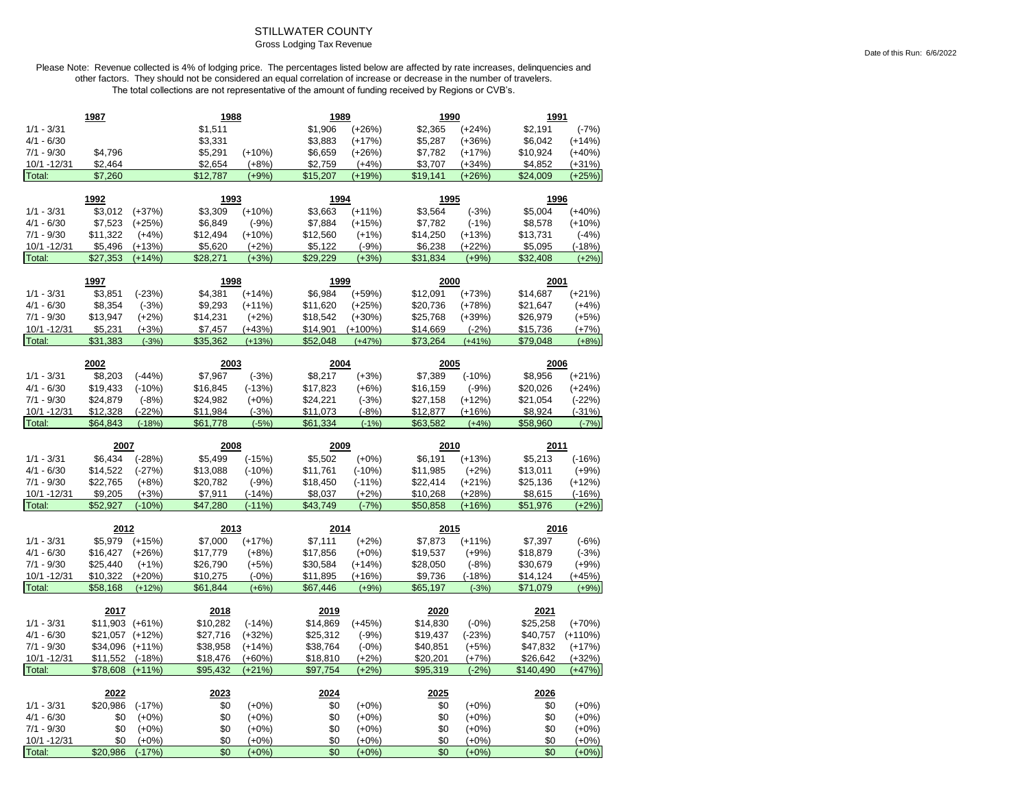# STILLWATER COUNTY

Gross Lodging Tax Revenue

Date of this Run: 6/6/2022

Please Note: Revenue collected is 4% of lodging price. The percentages listed below are affected by rate increases, delinquencies and other factors. They should not be considered an equal correlation of increase or decrease in the number of travelers. The total collections are not representative of the amount of funding received by Regions or CVB's.

| | 1987 | | 1988 | | 1989 | | 1990 | | 1991 | |
|---|---|---|---|---|---|---|---|---|---|---|
| 1/1 - 3/31 | | | $1,511 | | $1,906 | (+26%) | $2,365 | (+24%) | $2,191 | (-7%) |
| 4/1 - 6/30 | | | $3,331 | | $3,883 | (+17%) | $5,287 | (+36%) | $6,042 | (+14%) |
| 7/1 - 9/30 | $4,796 | | $5,291 | (+10%) | $6,659 | (+26%) | $7,782 | (+17%) | $10,924 | (+40%) |
| 10/1 -12/31 | $2,464 | | $2,654 | (+8%) | $2,759 | (+4%) | $3,707 | (+34%) | $4,852 | (+31%) |
| Total: | $7,260 | | $12,787 | (+9%) | $15,207 | (+19%) | $19,141 | (+26%) | $24,009 | (+25%) |

| | 1992 | | 1993 | | 1994 | | 1995 | | 1996 | |
|---|---|---|---|---|---|---|---|---|---|---|
| 1/1 - 3/31 | $3,012 | (+37%) | $3,309 | (+10%) | $3,663 | (+11%) | $3,564 | (-3%) | $5,004 | (+40%) |
| 4/1 - 6/30 | $7,523 | (+25%) | $6,849 | (-9%) | $7,884 | (+15%) | $7,782 | (-1%) | $8,578 | (+10%) |
| 7/1 - 9/30 | $11,322 | (+4%) | $12,494 | (+10%) | $12,560 | (+1%) | $14,250 | (+13%) | $13,731 | (-4%) |
| 10/1 -12/31 | $5,496 | (+13%) | $5,620 | (+2%) | $5,122 | (-9%) | $6,238 | (+22%) | $5,095 | (-18%) |
| Total: | $27,353 | (+14%) | $28,271 | (+3%) | $29,229 | (+3%) | $31,834 | (+9%) | $32,408 | (+2%) |

| | 1997 | | 1998 | | 1999 | | 2000 | | 2001 | |
|---|---|---|---|---|---|---|---|---|---|---|
| 1/1 - 3/31 | $3,851 | (-23%) | $4,381 | (+14%) | $6,984 | (+59%) | $12,091 | (+73%) | $14,687 | (+21%) |
| 4/1 - 6/30 | $8,354 | (-3%) | $9,293 | (+11%) | $11,620 | (+25%) | $20,736 | (+78%) | $21,647 | (+4%) |
| 7/1 - 9/30 | $13,947 | (+2%) | $14,231 | (+2%) | $18,542 | (+30%) | $25,768 | (+39%) | $26,979 | (+5%) |
| 10/1 -12/31 | $5,231 | (+3%) | $7,457 | (+43%) | $14,901 | (+100%) | $14,669 | (-2%) | $15,736 | (+7%) |
| Total: | $31,383 | (-3%) | $35,362 | (+13%) | $52,048 | (+47%) | $73,264 | (+41%) | $79,048 | (+8%) |

| | 2002 | | 2003 | | 2004 | | 2005 | | 2006 | |
|---|---|---|---|---|---|---|---|---|---|---|
| 1/1 - 3/31 | $8,203 | (-44%) | $7,967 | (-3%) | $8,217 | (+3%) | $7,389 | (-10%) | $8,956 | (+21%) |
| 4/1 - 6/30 | $19,433 | (-10%) | $16,845 | (-13%) | $17,823 | (+6%) | $16,159 | (-9%) | $20,026 | (+24%) |
| 7/1 - 9/30 | $24,879 | (-8%) | $24,982 | (+0%) | $24,221 | (-3%) | $27,158 | (+12%) | $21,054 | (-22%) |
| 10/1 -12/31 | $12,328 | (-22%) | $11,984 | (-3%) | $11,073 | (-8%) | $12,877 | (+16%) | $8,924 | (-31%) |
| Total: | $64,843 | (-18%) | $61,778 | (-5%) | $61,334 | (-1%) | $63,582 | (+4%) | $58,960 | (-7%) |

| | 2007 | | 2008 | | 2009 | | 2010 | | 2011 | |
|---|---|---|---|---|---|---|---|---|---|---|
| 1/1 - 3/31 | $6,434 | (-28%) | $5,499 | (-15%) | $5,502 | (+0%) | $6,191 | (+13%) | $5,213 | (-16%) |
| 4/1 - 6/30 | $14,522 | (-27%) | $13,088 | (-10%) | $11,761 | (-10%) | $11,985 | (+2%) | $13,011 | (+9%) |
| 7/1 - 9/30 | $22,765 | (+8%) | $20,782 | (-9%) | $18,450 | (-11%) | $22,414 | (+21%) | $25,136 | (+12%) |
| 10/1 -12/31 | $9,205 | (+3%) | $7,911 | (-14%) | $8,037 | (+2%) | $10,268 | (+28%) | $8,615 | (-16%) |
| Total: | $52,927 | (-10%) | $47,280 | (-11%) | $43,749 | (-7%) | $50,858 | (+16%) | $51,976 | (+2%) |

| | 2012 | | 2013 | | 2014 | | 2015 | | 2016 | |
|---|---|---|---|---|---|---|---|---|---|---|
| 1/1 - 3/31 | $5,979 | (+15%) | $7,000 | (+17%) | $7,111 | (+2%) | $7,873 | (+11%) | $7,397 | (-6%) |
| 4/1 - 6/30 | $16,427 | (+26%) | $17,779 | (+8%) | $17,856 | (+0%) | $19,537 | (+9%) | $18,879 | (-3%) |
| 7/1 - 9/30 | $25,440 | (+1%) | $26,790 | (+5%) | $30,584 | (+14%) | $28,050 | (-8%) | $30,679 | (+9%) |
| 10/1 -12/31 | $10,322 | (+20%) | $10,275 | (-0%) | $11,895 | (+16%) | $9,736 | (-18%) | $14,124 | (+45%) |
| Total: | $58,168 | (+12%) | $61,844 | (+6%) | $67,446 | (+9%) | $65,197 | (-3%) | $71,079 | (+9%) |

| | 2017 | | 2018 | | 2019 | | 2020 | | 2021 | |
|---|---|---|---|---|---|---|---|---|---|---|
| 1/1 - 3/31 | $11,903 | (+61%) | $10,282 | (-14%) | $14,869 | (+45%) | $14,830 | (-0%) | $25,258 | (+70%) |
| 4/1 - 6/30 | $21,057 | (+12%) | $27,716 | (+32%) | $25,312 | (-9%) | $19,437 | (-23%) | $40,757 | (+110%) |
| 7/1 - 9/30 | $34,096 | (+11%) | $38,958 | (+14%) | $38,764 | (-0%) | $40,851 | (+5%) | $47,832 | (+17%) |
| 10/1 -12/31 | $11,552 | (-18%) | $18,476 | (+60%) | $18,810 | (+2%) | $20,201 | (+7%) | $26,642 | (+32%) |
| Total: | $78,608 | (+11%) | $95,432 | (+21%) | $97,754 | (+2%) | $95,319 | (-2%) | $140,490 | (+47%) |

| | 2022 | | 2023 | | 2024 | | 2025 | | 2026 | |
|---|---|---|---|---|---|---|---|---|---|---|
| 1/1 - 3/31 | $20,986 | (-17%) | $0 | (+0%) | $0 | (+0%) | $0 | (+0%) | $0 | (+0%) |
| 4/1 - 6/30 | $0 | (+0%) | $0 | (+0%) | $0 | (+0%) | $0 | (+0%) | $0 | (+0%) |
| 7/1 - 9/30 | $0 | (+0%) | $0 | (+0%) | $0 | (+0%) | $0 | (+0%) | $0 | (+0%) |
| 10/1 -12/31 | $0 | (+0%) | $0 | (+0%) | $0 | (+0%) | $0 | (+0%) | $0 | (+0%) |
| Total: | $20,986 | (-17%) | $0 | (+0%) | $0 | (+0%) | $0 | (+0%) | $0 | (+0%) |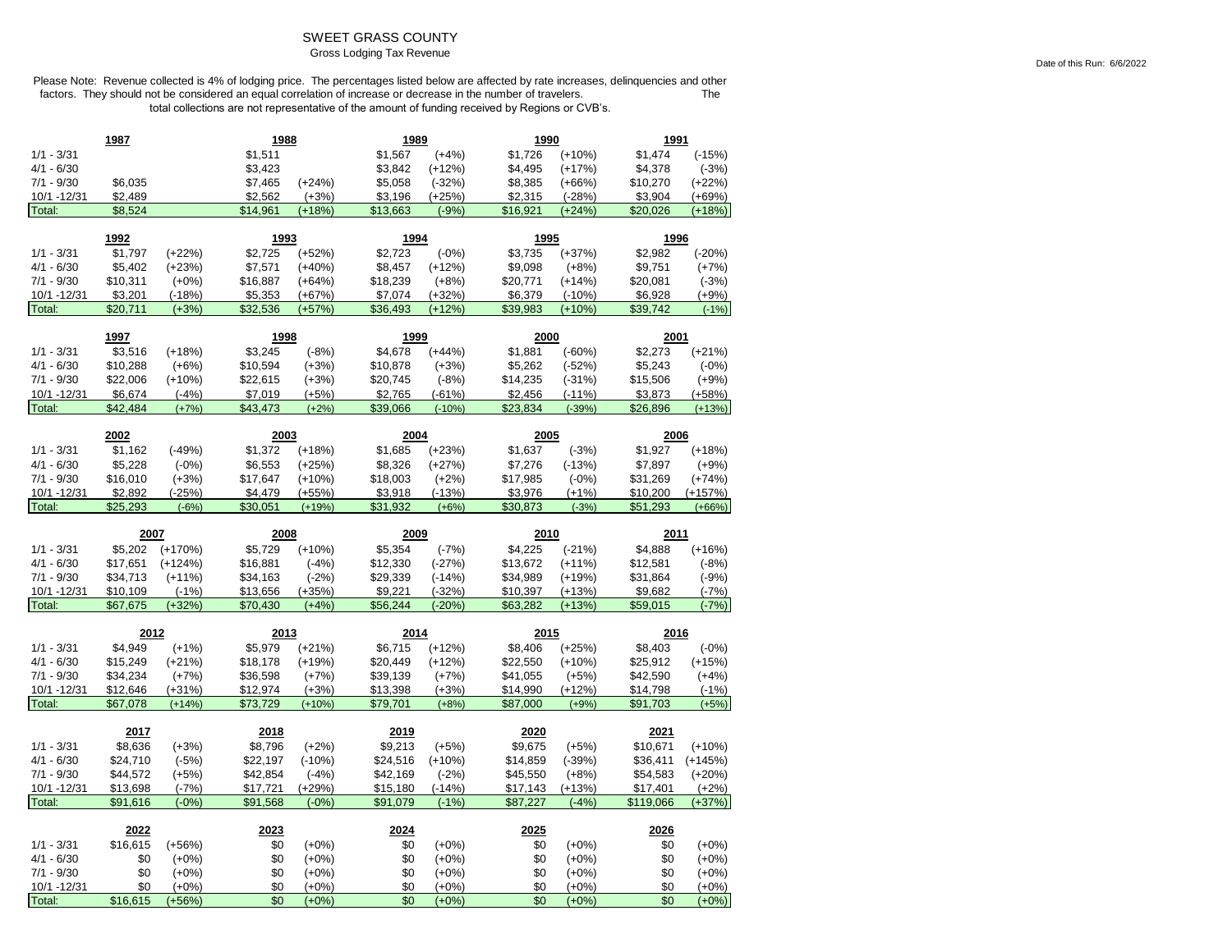# SWEET GRASS COUNTY

Gross Lodging Tax Revenue

Date of this Run: 6/6/2022

Please Note: Revenue collected is 4% of lodging price. The percentages listed below are affected by rate increases, delinquencies and other factors. They should not be considered an equal correlation of increase or decrease in the number of travelers. The total collections are not representative of the amount of funding received by Regions or CVB's.

| | 1987 | | 1988 | | 1989 | | 1990 | | 1991 | |
|---|---|---|---|---|---|---|---|---|---|---|
| 1/1 - 3/31 | | | $1,511 | | $1,567 | (+4%) | $1,726 | (+10%) | $1,474 | (-15%) |
| 4/1 - 6/30 | | | $3,423 | | $3,842 | (+12%) | $4,495 | (+17%) | $4,378 | (-3%) |
| 7/1 - 9/30 | $6,035 | | $7,465 | (+24%) | $5,058 | (-32%) | $8,385 | (+66%) | $10,270 | (+22%) |
| 10/1 -12/31 | $2,489 | | $2,562 | (+3%) | $3,196 | (+25%) | $2,315 | (-28%) | $3,904 | (+69%) |
| Total: | $8,524 | | $14,961 | (+18%) | $13,663 | (-9%) | $16,921 | (+24%) | $20,026 | (+18%) |

| | 1992 | | 1993 | | 1994 | | 1995 | | 1996 | |
|---|---|---|---|---|---|---|---|---|---|---|
| 1/1 - 3/31 | $1,797 | (+22%) | $2,725 | (+52%) | $2,723 | (-0%) | $3,735 | (+37%) | $2,982 | (-20%) |
| 4/1 - 6/30 | $5,402 | (+23%) | $7,571 | (+40%) | $8,457 | (+12%) | $9,098 | (+8%) | $9,751 | (+7%) |
| 7/1 - 9/30 | $10,311 | (+0%) | $16,887 | (+64%) | $18,239 | (+8%) | $20,771 | (+14%) | $20,081 | (-3%) |
| 10/1 -12/31 | $3,201 | (-18%) | $5,353 | (+67%) | $7,074 | (+32%) | $6,379 | (-10%) | $6,928 | (+9%) |
| Total: | $20,711 | (+3%) | $32,536 | (+57%) | $36,493 | (+12%) | $39,983 | (+10%) | $39,742 | (-1%) |

| | 1997 | | 1998 | | 1999 | | 2000 | | 2001 | |
|---|---|---|---|---|---|---|---|---|---|---|
| 1/1 - 3/31 | $3,516 | (+18%) | $3,245 | (-8%) | $4,678 | (+44%) | $1,881 | (-60%) | $2,273 | (+21%) |
| 4/1 - 6/30 | $10,288 | (+6%) | $10,594 | (+3%) | $10,878 | (+3%) | $5,262 | (-52%) | $5,243 | (-0%) |
| 7/1 - 9/30 | $22,006 | (+10%) | $22,615 | (+3%) | $20,745 | (-8%) | $14,235 | (-31%) | $15,506 | (+9%) |
| 10/1 -12/31 | $6,674 | (-4%) | $7,019 | (+5%) | $2,765 | (-61%) | $2,456 | (-11%) | $3,873 | (+58%) |
| Total: | $42,484 | (+7%) | $43,473 | (+2%) | $39,066 | (-10%) | $23,834 | (-39%) | $26,896 | (+13%) |

| | 2002 | | 2003 | | 2004 | | 2005 | | 2006 | |
|---|---|---|---|---|---|---|---|---|---|---|
| 1/1 - 3/31 | $1,162 | (-49%) | $1,372 | (+18%) | $1,685 | (+23%) | $1,637 | (-3%) | $1,927 | (+18%) |
| 4/1 - 6/30 | $5,228 | (-0%) | $6,553 | (+25%) | $8,326 | (+27%) | $7,276 | (-13%) | $7,897 | (+9%) |
| 7/1 - 9/30 | $16,010 | (+3%) | $17,647 | (+10%) | $18,003 | (+2%) | $17,985 | (-0%) | $31,269 | (+74%) |
| 10/1 -12/31 | $2,892 | (-25%) | $4,479 | (+55%) | $3,918 | (-13%) | $3,976 | (+1%) | $10,200 | (+157%) |
| Total: | $25,293 | (-6%) | $30,051 | (+19%) | $31,932 | (+6%) | $30,873 | (-3%) | $51,293 | (+66%) |

| | 2007 | | 2008 | | 2009 | | 2010 | | 2011 | |
|---|---|---|---|---|---|---|---|---|---|---|
| 1/1 - 3/31 | $5,202 | (+170%) | $5,729 | (+10%) | $5,354 | (-7%) | $4,225 | (-21%) | $4,888 | (+16%) |
| 4/1 - 6/30 | $17,651 | (+124%) | $16,881 | (-4%) | $12,330 | (-27%) | $13,672 | (+11%) | $12,581 | (-8%) |
| 7/1 - 9/30 | $34,713 | (+11%) | $34,163 | (-2%) | $29,339 | (-14%) | $34,989 | (+19%) | $31,864 | (-9%) |
| 10/1 -12/31 | $10,109 | (-1%) | $13,656 | (+35%) | $9,221 | (-32%) | $10,397 | (+13%) | $9,682 | (-7%) |
| Total: | $67,675 | (+32%) | $70,430 | (+4%) | $56,244 | (-20%) | $63,282 | (+13%) | $59,015 | (-7%) |

| | 2012 | | 2013 | | 2014 | | 2015 | | 2016 | |
|---|---|---|---|---|---|---|---|---|---|---|
| 1/1 - 3/31 | $4,949 | (+1%) | $5,979 | (+21%) | $6,715 | (+12%) | $8,406 | (+25%) | $8,403 | (-0%) |
| 4/1 - 6/30 | $15,249 | (+21%) | $18,178 | (+19%) | $20,449 | (+12%) | $22,550 | (+10%) | $25,912 | (+15%) |
| 7/1 - 9/30 | $34,234 | (+7%) | $36,598 | (+7%) | $39,139 | (+7%) | $41,055 | (+5%) | $42,590 | (+4%) |
| 10/1 -12/31 | $12,646 | (+31%) | $12,974 | (+3%) | $13,398 | (+3%) | $14,990 | (+12%) | $14,798 | (-1%) |
| Total: | $67,078 | (+14%) | $73,729 | (+10%) | $79,701 | (+8%) | $87,000 | (+9%) | $91,703 | (+5%) |

| | 2017 | | 2018 | | 2019 | | 2020 | | 2021 | |
|---|---|---|---|---|---|---|---|---|---|---|
| 1/1 - 3/31 | $8,636 | (+3%) | $8,796 | (+2%) | $9,213 | (+5%) | $9,675 | (+5%) | $10,671 | (+10%) |
| 4/1 - 6/30 | $24,710 | (-5%) | $22,197 | (-10%) | $24,516 | (+10%) | $14,859 | (-39%) | $36,411 | (+145%) |
| 7/1 - 9/30 | $44,572 | (+5%) | $42,854 | (-4%) | $42,169 | (-2%) | $45,550 | (+8%) | $54,583 | (+20%) |
| 10/1 -12/31 | $13,698 | (-7%) | $17,721 | (+29%) | $15,180 | (-14%) | $17,143 | (+13%) | $17,401 | (+2%) |
| Total: | $91,616 | (-0%) | $91,568 | (-0%) | $91,079 | (-1%) | $87,227 | (-4%) | $119,066 | (+37%) |

| | 2022 | | 2023 | | 2024 | | 2025 | | 2026 | |
|---|---|---|---|---|---|---|---|---|---|---|
| 1/1 - 3/31 | $16,615 | (+56%) | $0 | (+0%) | $0 | (+0%) | $0 | (+0%) | $0 | (+0%) |
| 4/1 - 6/30 | $0 | (+0%) | $0 | (+0%) | $0 | (+0%) | $0 | (+0%) | $0 | (+0%) |
| 7/1 - 9/30 | $0 | (+0%) | $0 | (+0%) | $0 | (+0%) | $0 | (+0%) | $0 | (+0%) |
| 10/1 -12/31 | $0 | (+0%) | $0 | (+0%) | $0 | (+0%) | $0 | (+0%) | $0 | (+0%) |
| Total: | $16,615 | (+56%) | $0 | (+0%) | $0 | (+0%) | $0 | (+0%) | $0 | (+0%) |